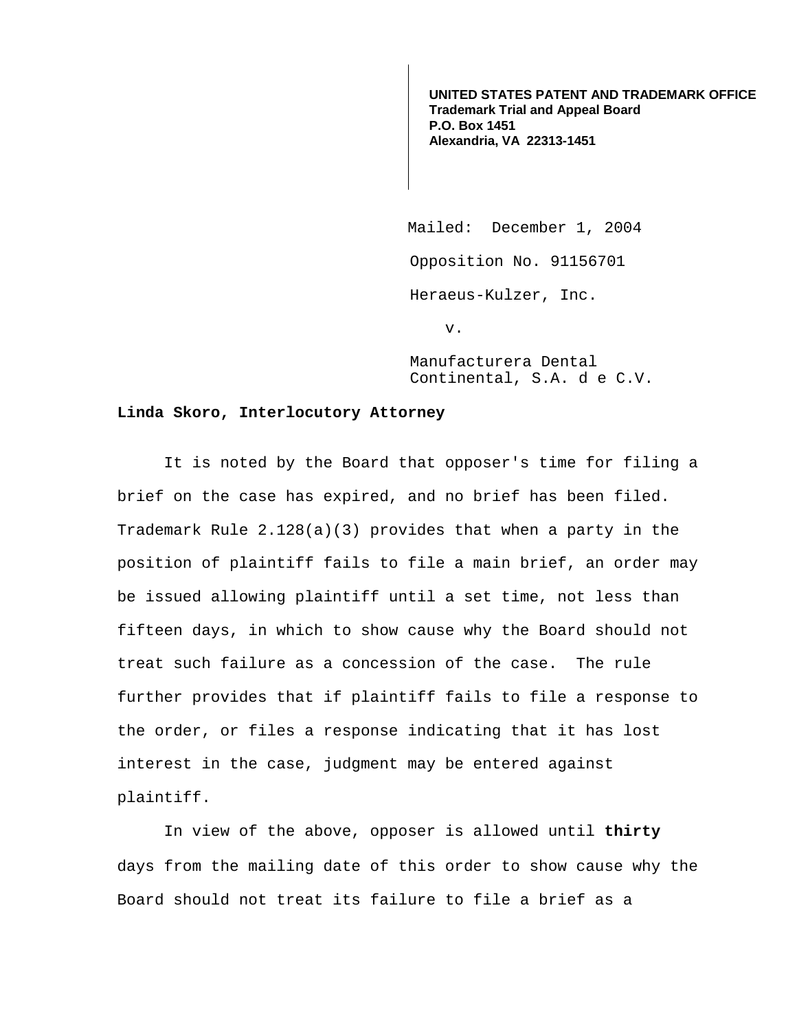**UNITED STATES PATENT AND TRADEMARK OFFICE**
**Trademark Trial and Appeal Board**
**P.O. Box 1451**
**Alexandria, VA 22313-1451**

Mailed: December 1, 2004

Opposition No. 91156701

Heraeus-Kulzer, Inc.

v.

Manufacturera Dental Continental, S.A. d e C.V.

**Linda Skoro, Interlocutory Attorney**

It is noted by the Board that opposer's time for filing a brief on the case has expired, and no brief has been filed. Trademark Rule 2.128(a)(3) provides that when a party in the position of plaintiff fails to file a main brief, an order may be issued allowing plaintiff until a set time, not less than fifteen days, in which to show cause why the Board should not treat such failure as a concession of the case. The rule further provides that if plaintiff fails to file a response to the order, or files a response indicating that it has lost interest in the case, judgment may be entered against plaintiff.

In view of the above, opposer is allowed until **thirty** days from the mailing date of this order to show cause why the Board should not treat its failure to file a brief as a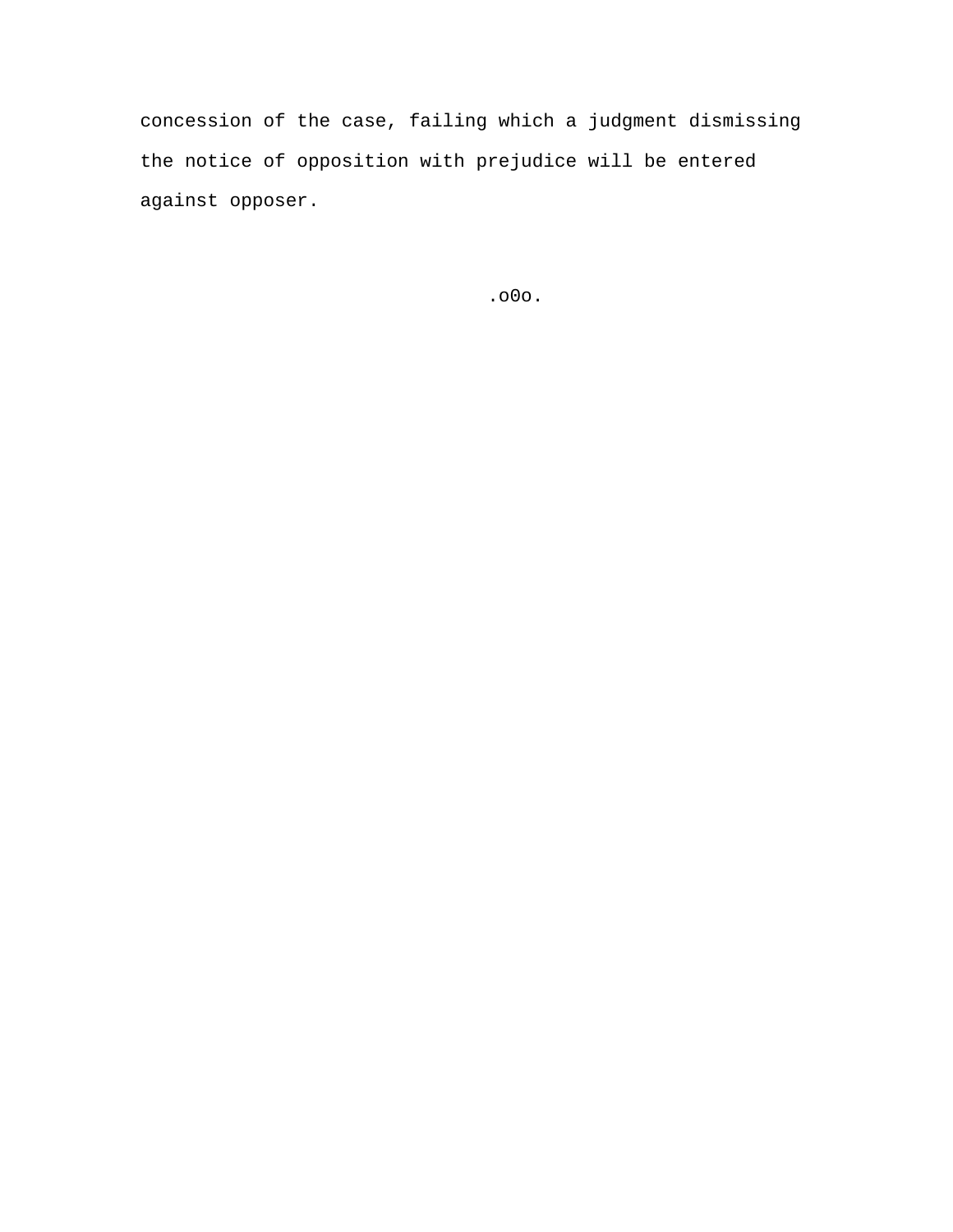concession of the case, failing which a judgment dismissing the notice of opposition with prejudice will be entered against opposer.

.o0o.